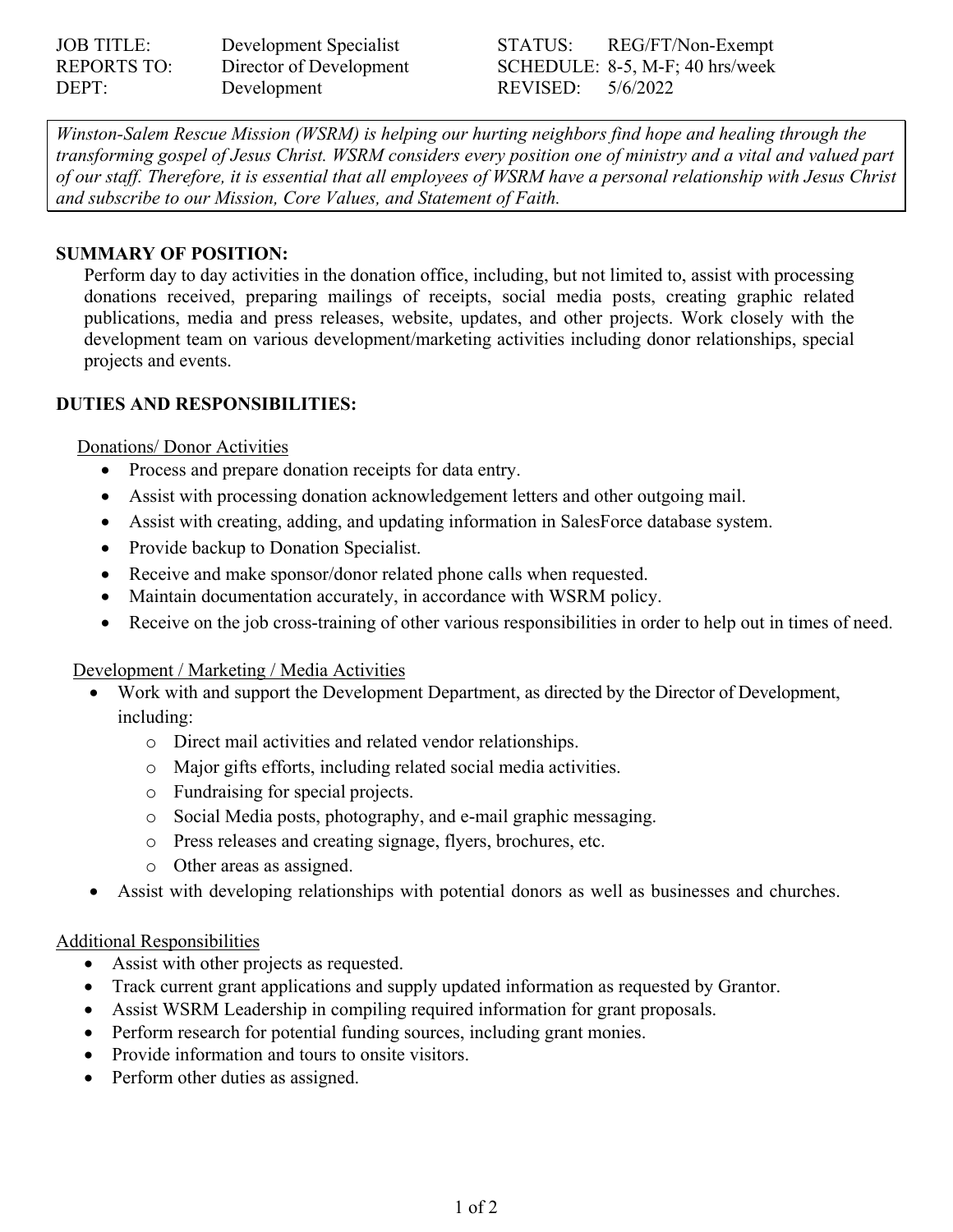| | | | |
|---|---|---|---|
| JOB TITLE: | Development Specialist | STATUS: | REG/FT/Non-Exempt |
| REPORTS TO: | Director of Development | SCHEDULE: | 8-5, M-F; 40 hrs/week |
| DEPT: | Development | REVISED: | 5/6/2022 |

*Winston-Salem Rescue Mission (WSRM) is helping our hurting neighbors find hope and healing through the transforming gospel of Jesus Christ. WSRM considers every position one of ministry and a vital and valued part of our staff. Therefore, it is essential that all employees of WSRM have a personal relationship with Jesus Christ and subscribe to our Mission, Core Values, and Statement of Faith.*

## SUMMARY OF POSITION:

Perform day to day activities in the donation office, including, but not limited to, assist with processing donations received, preparing mailings of receipts, social media posts, creating graphic related publications, media and press releases, website, updates, and other projects. Work closely with the development team on various development/marketing activities including donor relationships, special projects and events.

## DUTIES AND RESPONSIBILITIES:

<u>Donations/ Donor Activities</u>

- Process and prepare donation receipts for data entry.
- Assist with processing donation acknowledgement letters and other outgoing mail.
- Assist with creating, adding, and updating information in SalesForce database system.
- Provide backup to Donation Specialist.
- Receive and make sponsor/donor related phone calls when requested.
- Maintain documentation accurately, in accordance with WSRM policy.
- Receive on the job cross-training of other various responsibilities in order to help out in times of need.

<u>Development / Marketing / Media Activities</u>

- Work with and support the Development Department, as directed by the Director of Development, including:
  - Direct mail activities and related vendor relationships.
  - Major gifts efforts, including related social media activities.
  - Fundraising for special projects.
  - Social Media posts, photography, and e-mail graphic messaging.
  - Press releases and creating signage, flyers, brochures, etc.
  - Other areas as assigned.
- Assist with developing relationships with potential donors as well as businesses and churches.

<u>Additional Responsibilities</u>

- Assist with other projects as requested.
- Track current grant applications and supply updated information as requested by Grantor.
- Assist WSRM Leadership in compiling required information for grant proposals.
- Perform research for potential funding sources, including grant monies.
- Provide information and tours to onsite visitors.
- Perform other duties as assigned.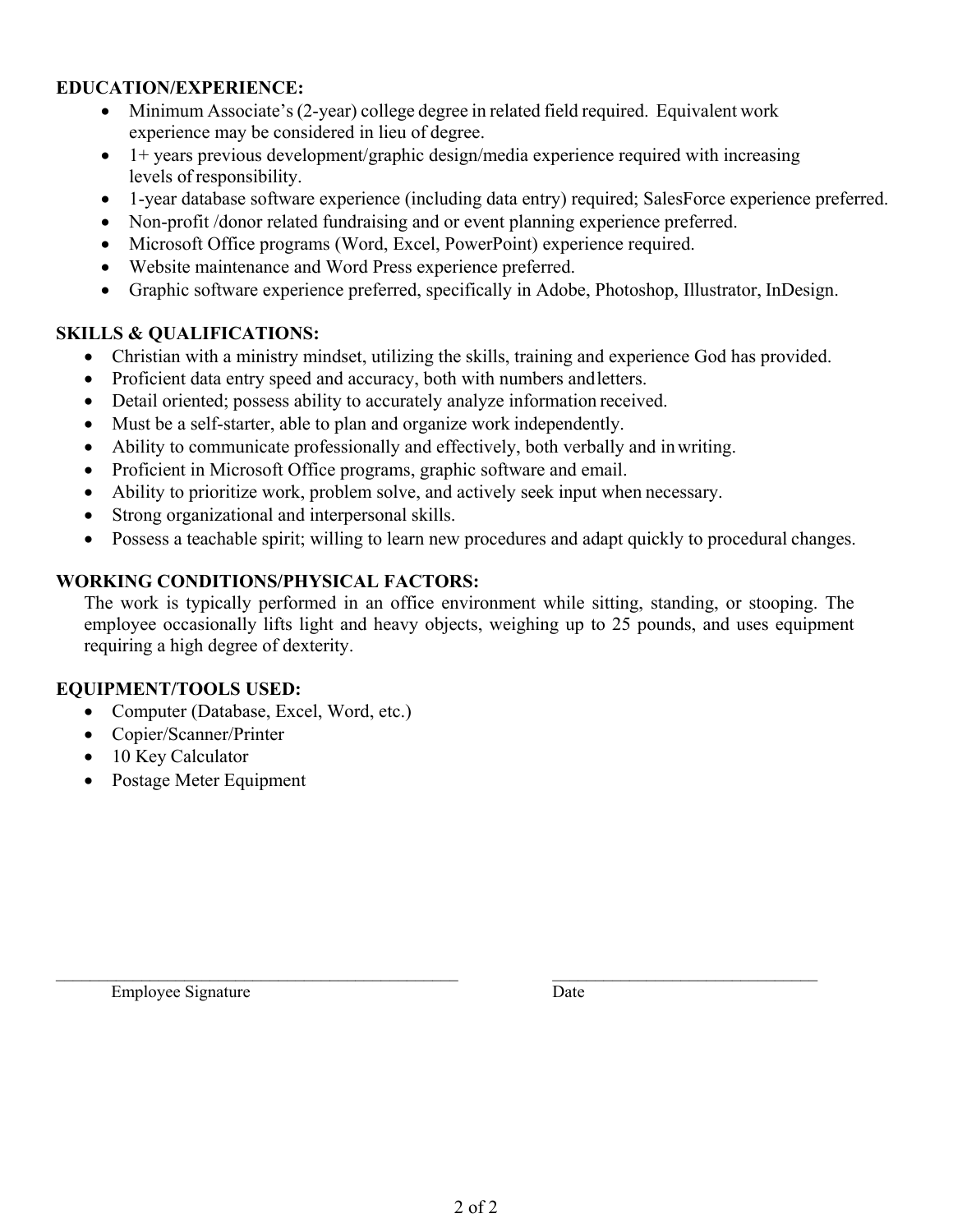**EDUCATION/EXPERIENCE:**

- Minimum Associate's (2-year) college degree in related field required. Equivalent work experience may be considered in lieu of degree.
- 1+ years previous development/graphic design/media experience required with increasing levels of responsibility.
- 1-year database software experience (including data entry) required; SalesForce experience preferred.
- Non-profit /donor related fundraising and or event planning experience preferred.
- Microsoft Office programs (Word, Excel, PowerPoint) experience required.
- Website maintenance and Word Press experience preferred.
- Graphic software experience preferred, specifically in Adobe, Photoshop, Illustrator, InDesign.

**SKILLS & QUALIFICATIONS:**

- Christian with a ministry mindset, utilizing the skills, training and experience God has provided.
- Proficient data entry speed and accuracy, both with numbers and letters.
- Detail oriented; possess ability to accurately analyze information received.
- Must be a self-starter, able to plan and organize work independently.
- Ability to communicate professionally and effectively, both verbally and in writing.
- Proficient in Microsoft Office programs, graphic software and email.
- Ability to prioritize work, problem solve, and actively seek input when necessary.
- Strong organizational and interpersonal skills.
- Possess a teachable spirit; willing to learn new procedures and adapt quickly to procedural changes.

**WORKING CONDITIONS/PHYSICAL FACTORS:**

The work is typically performed in an office environment while sitting, standing, or stooping. The employee occasionally lifts light and heavy objects, weighing up to 25 pounds, and uses equipment requiring a high degree of dexterity.

**EQUIPMENT/TOOLS USED:**

- Computer (Database, Excel, Word, etc.)
- Copier/Scanner/Printer
- 10 Key Calculator
- Postage Meter Equipment

_______________________________________ _______________________________

Employee Signature Date